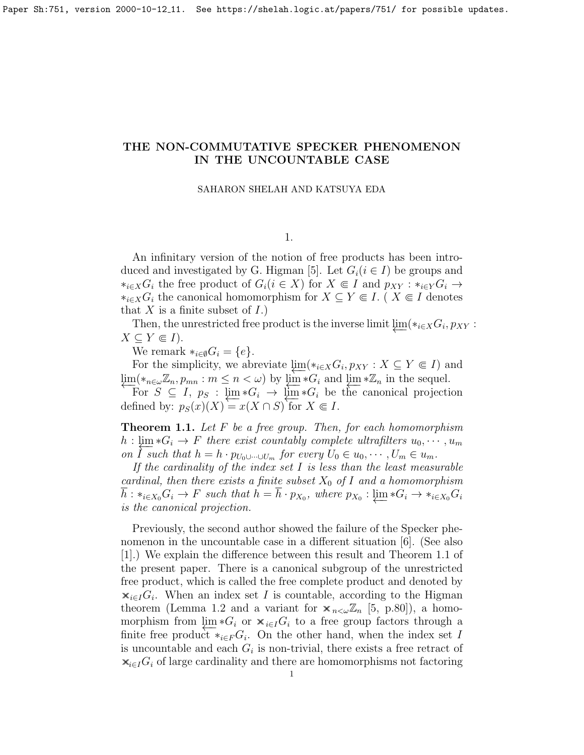# THE NON-COMMUTATIVE SPECKER PHENOMENON IN THE UNCOUNTABLE CASE

SAHARON SHELAH AND KATSUYA EDA

## 1.

An infinitary version of the notion of free products has been introduced and investigated by G. Higman [5]. Let $G_i (i \in I)$ be groups and $*_{i \in X} G_i$ the free product of $G_i (i \in X)$ for $X \Subset I$ and $p_{XY} : *_{i \in Y} G_i \to *_{i \in X} G_i$ the canonical homomorphism for $X \subseteq Y \Subset I$. ( $X \Subset I$ denotes that $X$ is a finite subset of $I$.)

Then, the unrestricted free product is the inverse limit $\varprojlim (*_{i \in X} G_i, p_{XY} : X \subseteq Y \Subset I)$.

We remark $*_{i \in \emptyset} G_i = \{e\}$.

For the simplicity, we abreviate $\varprojlim (*_{i \in X} G_i, p_{XY} : X \subseteq Y \Subset I)$ and $\varprojlim (*_{n \in \omega} \mathbb{Z}_n, p_{mn} : m \le n < \omega)$ by $\varprojlim * G_i$ and $\varprojlim * \mathbb{Z}_n$ in the sequel.

For $S \subseteq I$, $p_S : \varprojlim * G_i \to \varprojlim * G_i$ be the canonical projection defined by: $p_S(x)(X) = x(X \cap S)$ for $X \Subset I$.

**Theorem 1.1.** *Let $F$ be a free group. Then, for each homomorphism $h : \varprojlim * G_i \to F$ there exist countably complete ultrafilters $u_0, \cdots, u_m$ on $I$ such that $h = h \cdot p_{U_0 \cup \cdots \cup U_m}$ for every $U_0 \in u_0, \cdots, U_m \in u_m$.*

*If the cardinality of the index set $I$ is less than the least measurable cardinal, then there exists a finite subset $X_0$ of $I$ and a homomorphism $\overline{h} : *_{X_0} G_i \to F$ such that $h = \overline{h} \cdot p_{X_0}$, where $p_{X_0} : \varprojlim * G_i \to *_{i \in X_0} G_i$ is the canonical projection.*

Previously, the second author showed the failure of the Specker phenomenon in the uncountable case in a different situation [6]. (See also [1].) We explain the difference between this result and Theorem 1.1 of the present paper. There is a canonical subgroup of the unrestricted free product, which is called the free complete product and denoted by $\times_{i \in I} G_i$. When an index set $I$ is countable, according to the Higman theorem (Lemma 1.2 and a variant for $\times_{n < \omega} \mathbb{Z}_n$ [5, p.80]), a homomorphism from $\varprojlim * G_i$ or $\times_{i \in I} G_i$ to a free group factors through a finite free product $*_{i \in F} G_i$. On the other hand, when the index set $I$ is uncountable and each $G_i$ is non-trivial, there exists a free retract of $\times_{i \in I} G_i$ of large cardinality and there are homomorphisms not factoring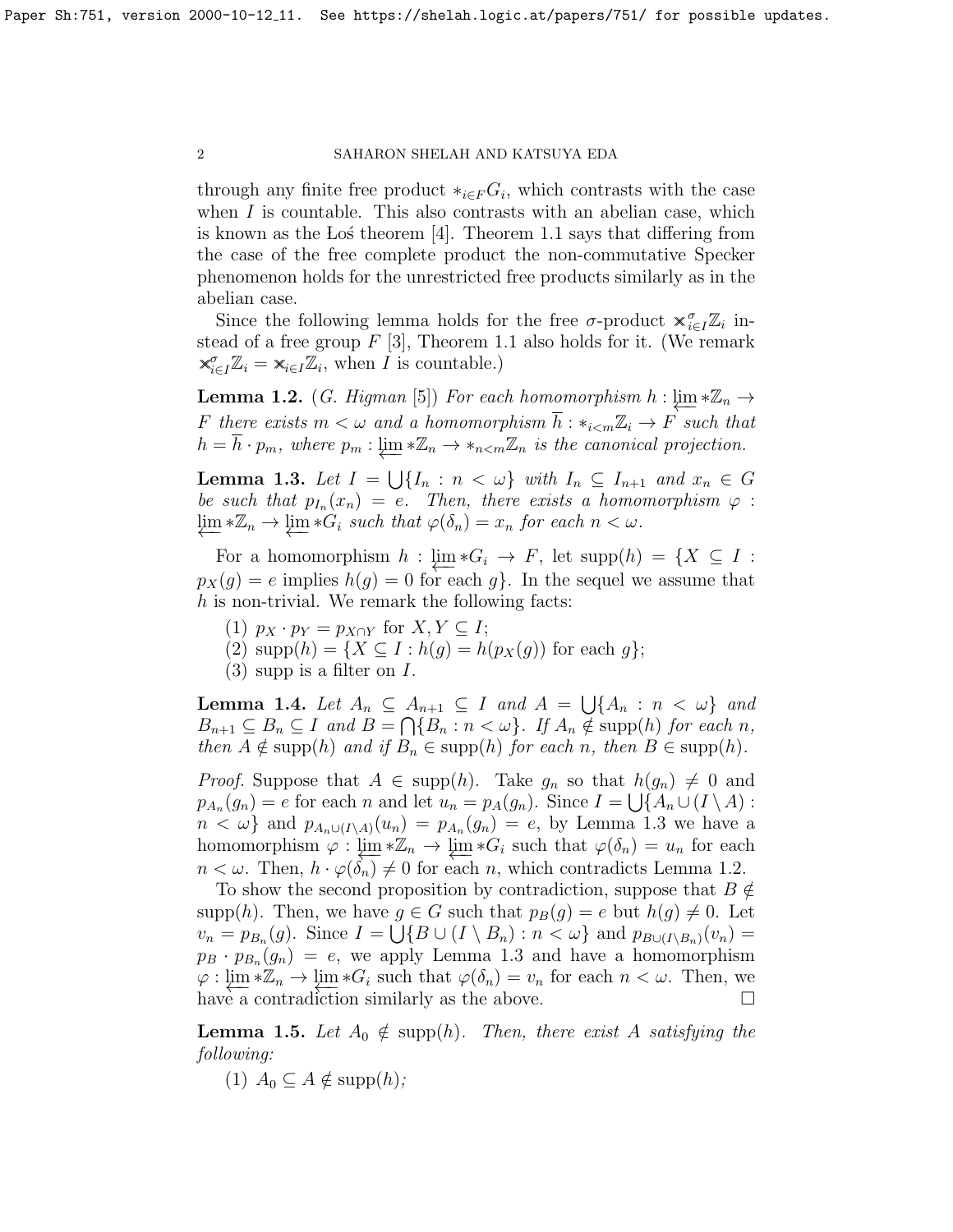through any finite free product $*_{i \in F} G_i$, which contrasts with the case when $I$ is countable. This also contrasts with an abelian case, which is known as the Łoś theorem [4]. Theorem 1.1 says that differing from the case of the free complete product the non-commutative Specker phenomenon holds for the unrestricted free products similarly as in the abelian case.

Since the following lemma holds for the free $\sigma$-product $\times^{\sigma}_{i \in I} \mathbb{Z}_i$ instead of a free group $F$ [3], Theorem 1.1 also holds for it. (We remark $\times^{\sigma}_{i \in I} \mathbb{Z}_i = \times_{i \in I} \mathbb{Z}_i$, when $I$ is countable.)

**Lemma 1.2.** *(G. Higman [5]) For each homomorphism $h : \varprojlim * \mathbb{Z}_n \to F$ there exists $m < \omega$ and a homomorphism $\overline{h} : *_{i<m} \mathbb{Z}_i \to F$ such that $h = \overline{h} \cdot p_m$, where $p_m : \varprojlim * \mathbb{Z}_n \to *_{n<m} \mathbb{Z}_n$ is the canonical projection.*

**Lemma 1.3.** *Let $I = \bigcup \{ I_n : n < \omega \}$ with $I_n \subseteq I_{n+1}$ and $x_n \in G$ be such that $p_{I_n}(x_n) = e$. Then, there exists a homomorphism $\varphi : \varprojlim * \mathbb{Z}_n \to \varprojlim * G_i$ such that $\varphi(\delta_n) = x_n$ for each $n < \omega$.*

For a homomorphism $h : \varprojlim * G_i \to F$, let $\mathrm{supp}(h) = \{ X \subseteq I : p_X(g) = e$ implies $h(g) = 0$ for each $g \}$. In the sequel we assume that $h$ is non-trivial. We remark the following facts:

(1) $p_X \cdot p_Y = p_{X \cap Y}$ for $X, Y \subseteq I$;
(2) $\mathrm{supp}(h) = \{ X \subseteq I : h(g) = h(p_X(g))$ for each $g \}$;
(3) supp is a filter on $I$.

**Lemma 1.4.** *Let $A_n \subseteq A_{n+1} \subseteq I$ and $A = \bigcup \{ A_n : n < \omega \}$ and $B_{n+1} \subseteq B_n \subseteq I$ and $B = \bigcap \{ B_n : n < \omega \}$. If $A_n \notin \mathrm{supp}(h)$ for each $n$, then $A \notin \mathrm{supp}(h)$ and if $B_n \in \mathrm{supp}(h)$ for each $n$, then $B \in \mathrm{supp}(h)$.*

*Proof.* Suppose that $A \in \mathrm{supp}(h)$. Take $g_n$ so that $h(g_n) \neq 0$ and $p_{A_n}(g_n) = e$ for each $n$ and let $u_n = p_A(g_n)$. Since $I = \bigcup \{ A_n \cup (I \setminus A) : n < \omega \}$ and $p_{A_n \cup (I \setminus A)}(u_n) = p_{A_n}(g_n) = e$, by Lemma 1.3 we have a homomorphism $\varphi : \varprojlim * \mathbb{Z}_n \to \varprojlim * G_i$ such that $\varphi(\delta_n) = u_n$ for each $n < \omega$. Then, $h \cdot \varphi(\delta_n) \neq 0$ for each $n$, which contradicts Lemma 1.2.

To show the second proposition by contradiction, suppose that $B \notin \mathrm{supp}(h)$. Then, we have $g \in G$ such that $p_B(g) = e$ but $h(g) \neq 0$. Let $v_n = p_{B_n}(g)$. Since $I = \bigcup \{ B \cup (I \setminus B_n) : n < \omega \}$ and $p_{B \cup (I \setminus B_n)}(v_n) = p_B \cdot p_{B_n}(g_n) = e$, we apply Lemma 1.3 and have a homomorphism $\varphi : \varprojlim * \mathbb{Z}_n \to \varprojlim * G_i$ such that $\varphi(\delta_n) = v_n$ for each $n < \omega$. Then, we have a contradiction similarly as the above. $\square$

**Lemma 1.5.** *Let $A_0 \notin \mathrm{supp}(h)$. Then, there exist $A$ satisfying the following:*

(1) *$A_0 \subseteq A \notin \mathrm{supp}(h)$;*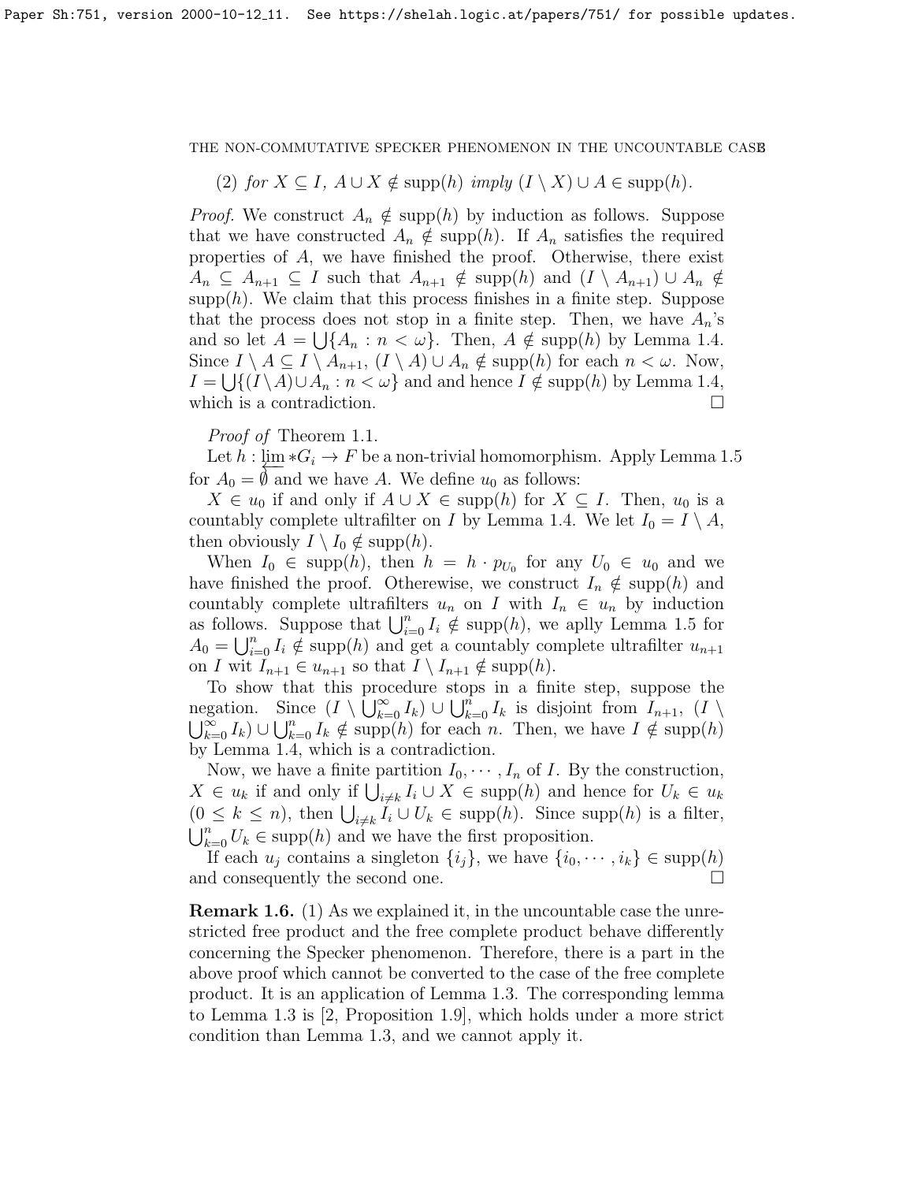(2) *for* $X \subseteq I$, $A \cup X \notin \mathrm{supp}(h)$ *imply* $(I \setminus X) \cup A \in \mathrm{supp}(h)$.

*Proof.* We construct $A_n \notin \mathrm{supp}(h)$ by induction as follows. Suppose that we have constructed $A_n \notin \mathrm{supp}(h)$. If $A_n$ satisfies the required properties of $A$, we have finished the proof. Otherwise, there exist $A_n \subseteq A_{n+1} \subseteq I$ such that $A_{n+1} \notin \mathrm{supp}(h)$ and $(I \setminus A_{n+1}) \cup A_n \notin \mathrm{supp}(h)$. We claim that this process finishes in a finite step. Suppose that the process does not stop in a finite step. Then, we have $A_n$'s and so let $A = \bigcup\{A_n : n < \omega\}$. Then, $A \notin \mathrm{supp}(h)$ by Lemma 1.4. Since $I \setminus A \subseteq I \setminus A_{n+1}$, $(I \setminus A) \cup A_n \notin \mathrm{supp}(h)$ for each $n < \omega$. Now, $I = \bigcup\{(I \setminus A) \cup A_n : n < \omega\}$ and and hence $I \notin \mathrm{supp}(h)$ by Lemma 1.4, which is a contradiction. $\square$

*Proof of* Theorem 1.1.

Let $h : \varprojlim * G_i \to F$ be a non-trivial homomorphism. Apply Lemma 1.5 for $A_0 = \emptyset$ and we have $A$. We define $u_0$ as follows:

$X \in u_0$ if and only if $A \cup X \in \mathrm{supp}(h)$ for $X \subseteq I$. Then, $u_0$ is a countably complete ultrafilter on $I$ by Lemma 1.4. We let $I_0 = I \setminus A$, then obviously $I \setminus I_0 \notin \mathrm{supp}(h)$.

When $I_0 \in \mathrm{supp}(h)$, then $h = h \cdot p_{U_0}$ for any $U_0 \in u_0$ and we have finished the proof. Otherewise, we construct $I_n \notin \mathrm{supp}(h)$ and countably complete ultrafilters $u_n$ on $I$ with $I_n \in u_n$ by induction as follows. Suppose that $\bigcup_{i=0}^{n} I_i \notin \mathrm{supp}(h)$, we aplly Lemma 1.5 for $A_0 = \bigcup_{i=0}^{n} I_i \notin \mathrm{supp}(h)$ and get a countably complete ultrafilter $u_{n+1}$ on $I$ wit $I_{n+1} \in u_{n+1}$ so that $I \setminus I_{n+1} \notin \mathrm{supp}(h)$.

To show that this procedure stops in a finite step, suppose the negation. Since $(I \setminus \bigcup_{k=0}^{\infty} I_k) \cup \bigcup_{k=0}^{n} I_k$ is disjoint from $I_{n+1}$, $(I \setminus \bigcup_{k=0}^{\infty} I_k) \cup \bigcup_{k=0}^{n} I_k \notin \mathrm{supp}(h)$ for each $n$. Then, we have $I \notin \mathrm{supp}(h)$ by Lemma 1.4, which is a contradiction.

Now, we have a finite partition $I_0, \cdots, I_n$ of $I$. By the construction, $X \in u_k$ if and only if $\bigcup_{i \neq k} I_i \cup X \in \mathrm{supp}(h)$ and hence for $U_k \in u_k$ ($0 \leq k \leq n$), then $\bigcup_{i \neq k} I_i \cup U_k \in \mathrm{supp}(h)$. Since $\mathrm{supp}(h)$ is a filter, $\bigcup_{k=0}^{n} U_k \in \mathrm{supp}(h)$ and we have the first proposition.

If each $u_j$ contains a singleton $\{i_j\}$, we have $\{i_0, \cdots, i_k\} \in \mathrm{supp}(h)$ and consequently the second one. $\square$

**Remark 1.6.** (1) As we explained it, in the uncountable case the unrestricted free product and the free complete product behave differently concerning the Specker phenomenon. Therefore, there is a part in the above proof which cannot be converted to the case of the free complete product. It is an application of Lemma 1.3. The corresponding lemma to Lemma 1.3 is [2, Proposition 1.9], which holds under a more strict condition than Lemma 1.3, and we cannot apply it.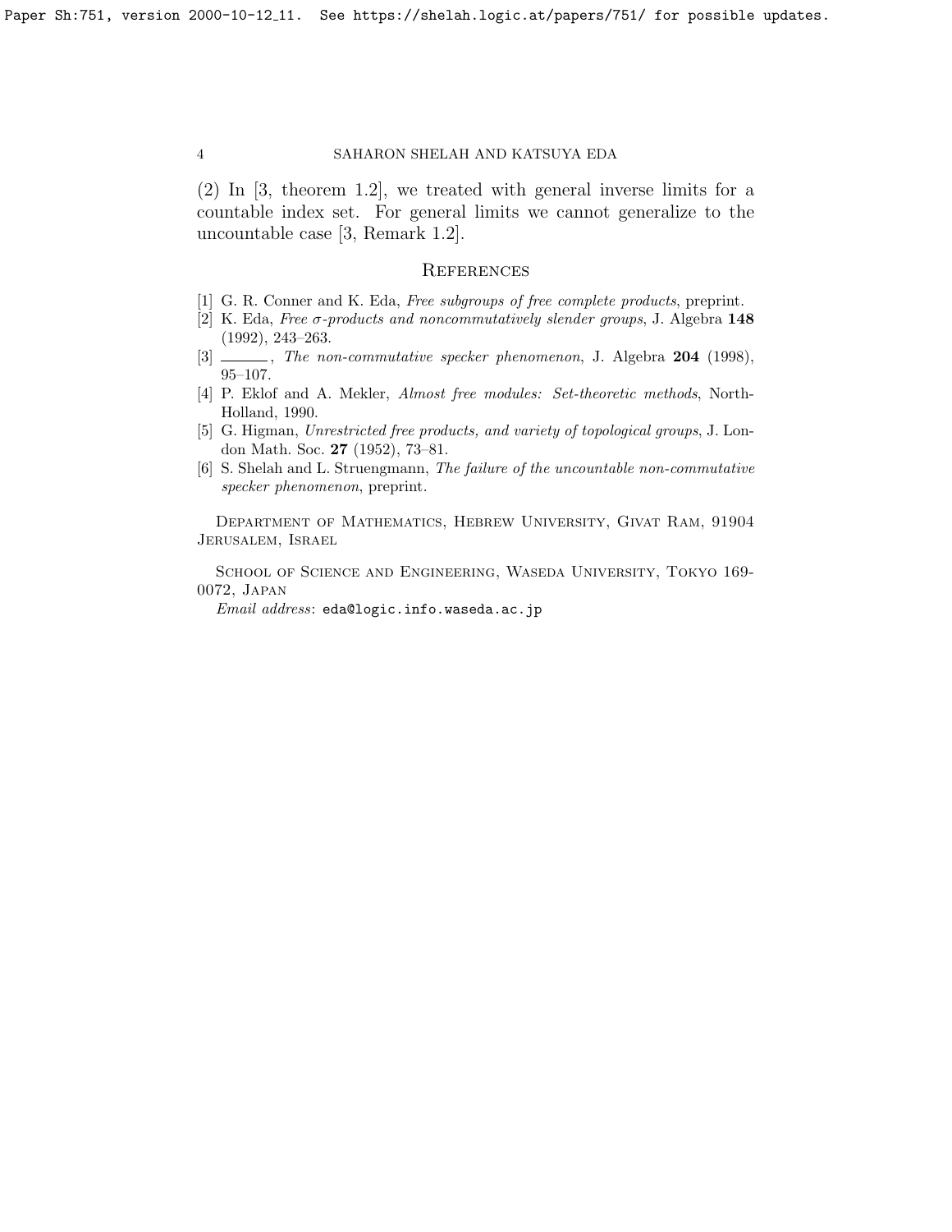(2) In [3, theorem 1.2], we treated with general inverse limits for a countable index set. For general limits we cannot generalize to the uncountable case [3, Remark 1.2].

## References

[1] G. R. Conner and K. Eda, *Free subgroups of free complete products*, preprint.

[2] K. Eda, *Free σ-products and noncommutatively slender groups*, J. Algebra **148** (1992), 243–263.

[3] ———, *The non-commutative specker phenomenon*, J. Algebra **204** (1998), 95–107.

[4] P. Eklof and A. Mekler, *Almost free modules: Set-theoretic methods*, North-Holland, 1990.

[5] G. Higman, *Unrestricted free products, and variety of topological groups*, J. London Math. Soc. **27** (1952), 73–81.

[6] S. Shelah and L. Struengmann, *The failure of the uncountable non-commutative specker phenomenon*, preprint.

Department of Mathematics, Hebrew University, Givat Ram, 91904 Jerusalem, Israel

School of Science and Engineering, Waseda University, Tokyo 169-0072, Japan

*Email address*: eda@logic.info.waseda.ac.jp